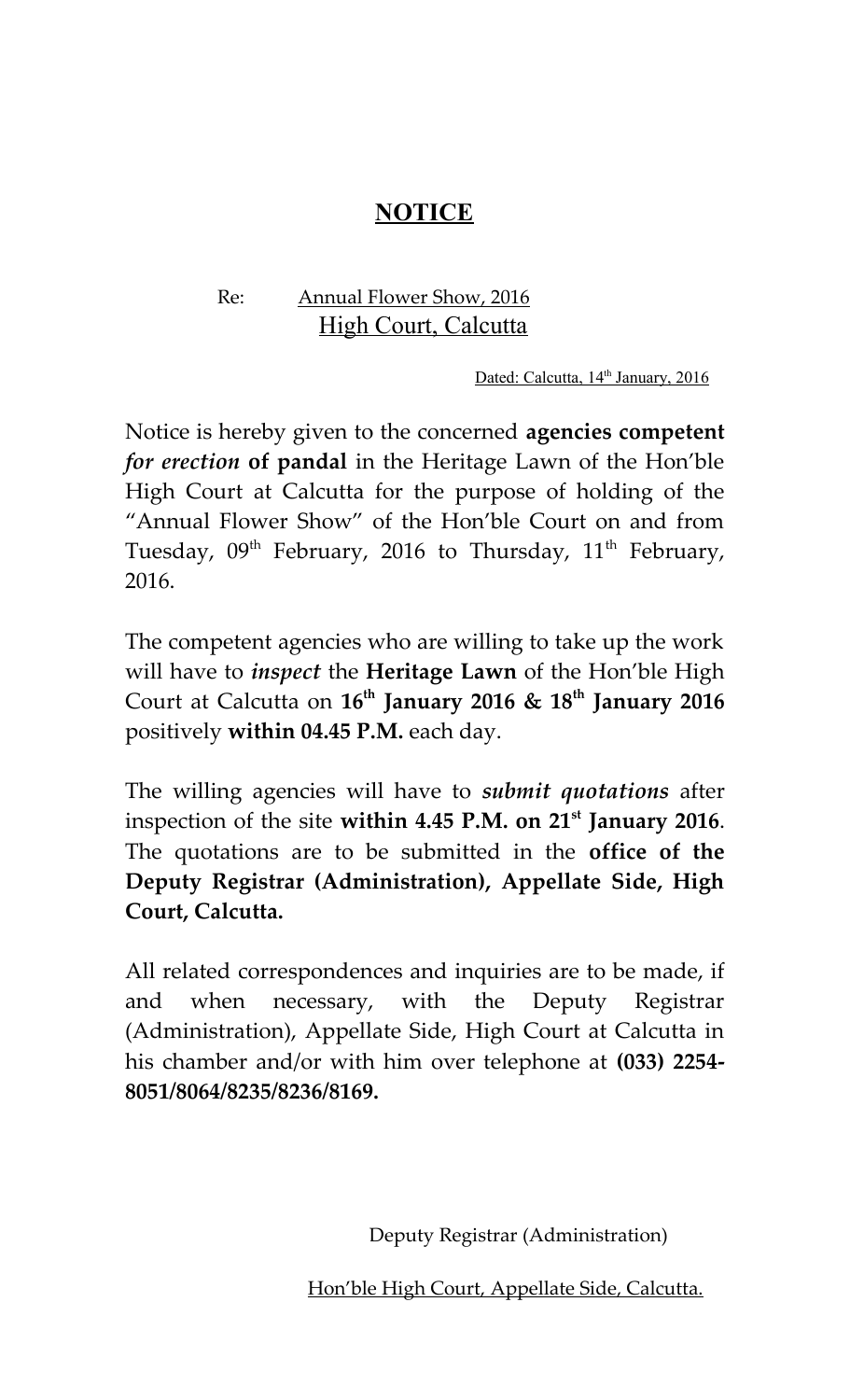# NOTICE

Re: Annual Flower Show, 2016
High Court, Calcutta

Dated: Calcutta, 14th January, 2016

Notice is hereby given to the concerned **agencies competent *for erection* of pandal** in the Heritage Lawn of the Hon'ble High Court at Calcutta for the purpose of holding of the "Annual Flower Show" of the Hon'ble Court on and from Tuesday, 09th February, 2016 to Thursday, 11th February, 2016.

The competent agencies who are willing to take up the work will have to ***inspect*** the **Heritage Lawn** of the Hon'ble High Court at Calcutta on **16th January 2016 & 18th January 2016** positively **within 04.45 P.M.** each day.

The willing agencies will have to ***submit quotations*** after inspection of the site **within 4.45 P.M. on 21st January 2016**. The quotations are to be submitted in the **office of the Deputy Registrar (Administration), Appellate Side, High Court, Calcutta.**

All related correspondences and inquiries are to be made, if and when necessary, with the Deputy Registrar (Administration), Appellate Side, High Court at Calcutta in his chamber and/or with him over telephone at **(033) 2254-8051/8064/8235/8236/8169.**

Deputy Registrar (Administration)

Hon'ble High Court, Appellate Side, Calcutta.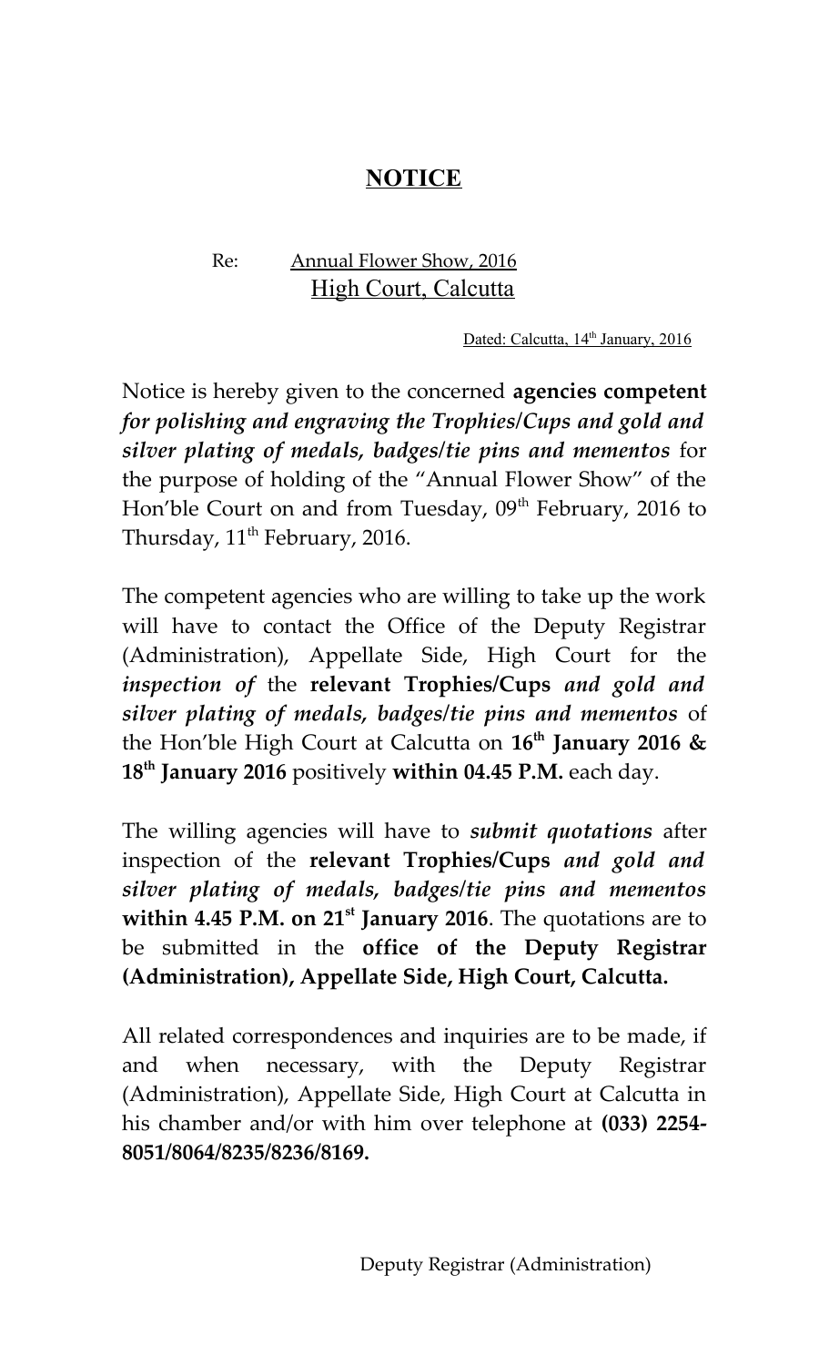# NOTICE

Re: Annual Flower Show, 2016
High Court, Calcutta

Dated: Calcutta, 14th January, 2016

Notice is hereby given to the concerned **agencies competent** ***for polishing and engraving the Trophies/Cups and gold and silver plating of medals, badges/tie pins and mementos*** for the purpose of holding of the "Annual Flower Show" of the Hon'ble Court on and from Tuesday, 09th February, 2016 to Thursday, 11th February, 2016.

The competent agencies who are willing to take up the work will have to contact the Office of the Deputy Registrar (Administration), Appellate Side, High Court for the ***inspection of*** the **relevant Trophies/Cups** ***and gold and silver plating of medals, badges/tie pins and mementos*** of the Hon'ble High Court at Calcutta on **16th January 2016 & 18th January 2016** positively **within 04.45 P.M.** each day.

The willing agencies will have to ***submit quotations*** after inspection of the **relevant Trophies/Cups** ***and gold and silver plating of medals, badges/tie pins and mementos*** **within 4.45 P.M. on 21st January 2016**. The quotations are to be submitted in the **office of the Deputy Registrar (Administration), Appellate Side, High Court, Calcutta.**

All related correspondences and inquiries are to be made, if and when necessary, with the Deputy Registrar (Administration), Appellate Side, High Court at Calcutta in his chamber and/or with him over telephone at **(033) 2254-8051/8064/8235/8236/8169.**

Deputy Registrar (Administration)